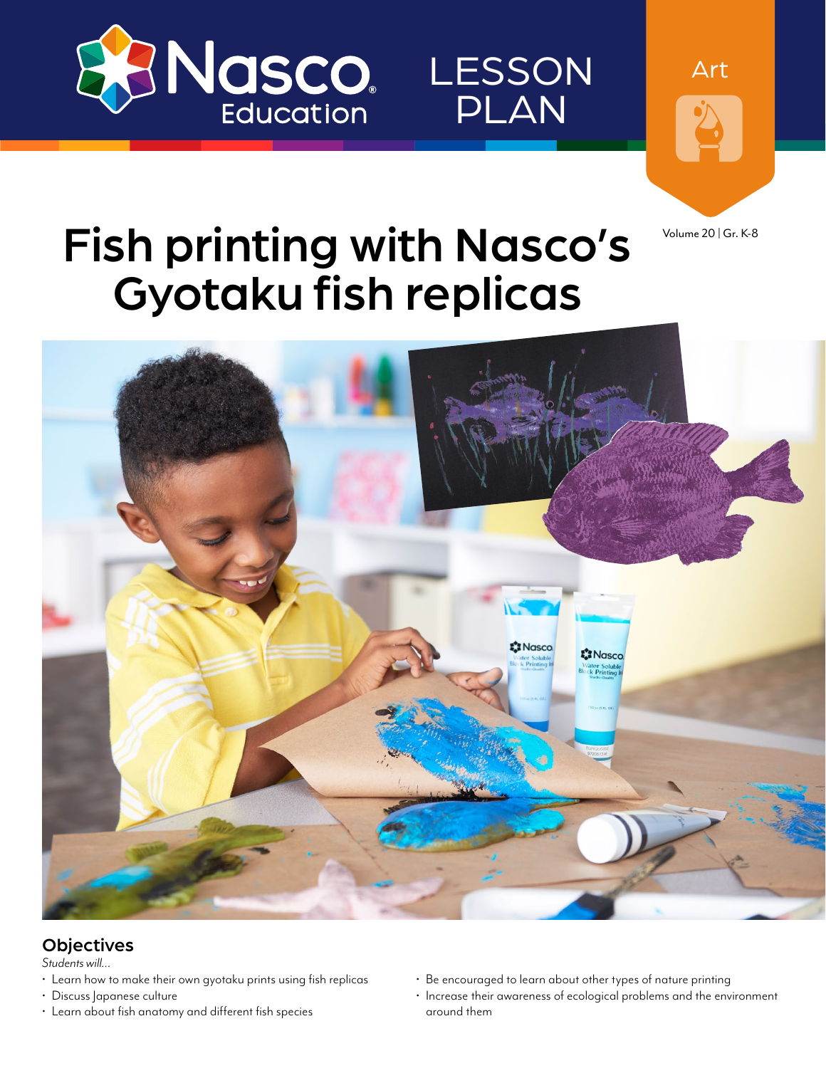Nasco Education

LESSON PLAN

Art

Volume 20 | Gr. K-8

# Fish printing with Nasco's Gyotaku fish replicas

## Objectives

*Students will...*

- Learn how to make their own gyotaku prints using fish replicas
- Discuss Japanese culture
- Learn about fish anatomy and different fish species
- Be encouraged to learn about other types of nature printing
- Increase their awareness of ecological problems and the environment around them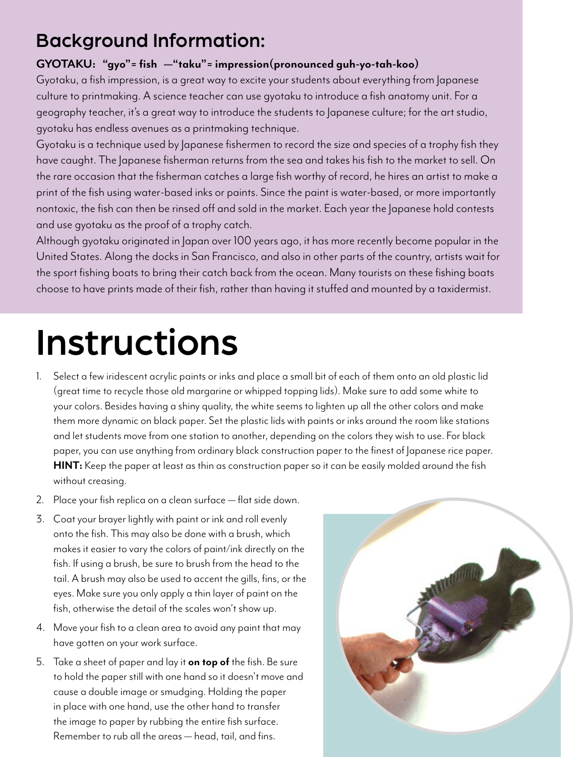## Background Information:

**GYOTAKU: "gyo"= fish —"taku"= impression(pronounced guh-yo-tah-koo)**

Gyotaku, a fish impression, is a great way to excite your students about everything from Japanese culture to printmaking. A science teacher can use gyotaku to introduce a fish anatomy unit. For a geography teacher, it's a great way to introduce the students to Japanese culture; for the art studio, gyotaku has endless avenues as a printmaking technique.

Gyotaku is a technique used by Japanese fishermen to record the size and species of a trophy fish they have caught. The Japanese fisherman returns from the sea and takes his fish to the market to sell. On the rare occasion that the fisherman catches a large fish worthy of record, he hires an artist to make a print of the fish using water-based inks or paints. Since the paint is water-based, or more importantly nontoxic, the fish can then be rinsed off and sold in the market. Each year the Japanese hold contests and use gyotaku as the proof of a trophy catch.

Although gyotaku originated in Japan over 100 years ago, it has more recently become popular in the United States. Along the docks in San Francisco, and also in other parts of the country, artists wait for the sport fishing boats to bring their catch back from the ocean. Many tourists on these fishing boats choose to have prints made of their fish, rather than having it stuffed and mounted by a taxidermist.

# Instructions

1. Select a few iridescent acrylic paints or inks and place a small bit of each of them onto an old plastic lid (great time to recycle those old margarine or whipped topping lids). Make sure to add some white to your colors. Besides having a shiny quality, the white seems to lighten up all the other colors and make them more dynamic on black paper. Set the plastic lids with paints or inks around the room like stations and let students move from one station to another, depending on the colors they wish to use. For black paper, you can use anything from ordinary black construction paper to the finest of Japanese rice paper. **HINT:** Keep the paper at least as thin as construction paper so it can be easily molded around the fish without creasing.
2. Place your fish replica on a clean surface — flat side down.
3. Coat your brayer lightly with paint or ink and roll evenly onto the fish. This may also be done with a brush, which makes it easier to vary the colors of paint/ink directly on the fish. If using a brush, be sure to brush from the head to the tail. A brush may also be used to accent the gills, fins, or the eyes. Make sure you only apply a thin layer of paint on the fish, otherwise the detail of the scales won't show up.
4. Move your fish to a clean area to avoid any paint that may have gotten on your work surface.
5. Take a sheet of paper and lay it **on top of** the fish. Be sure to hold the paper still with one hand so it doesn't move and cause a double image or smudging. Holding the paper in place with one hand, use the other hand to transfer the image to paper by rubbing the entire fish surface. Remember to rub all the areas — head, tail, and fins.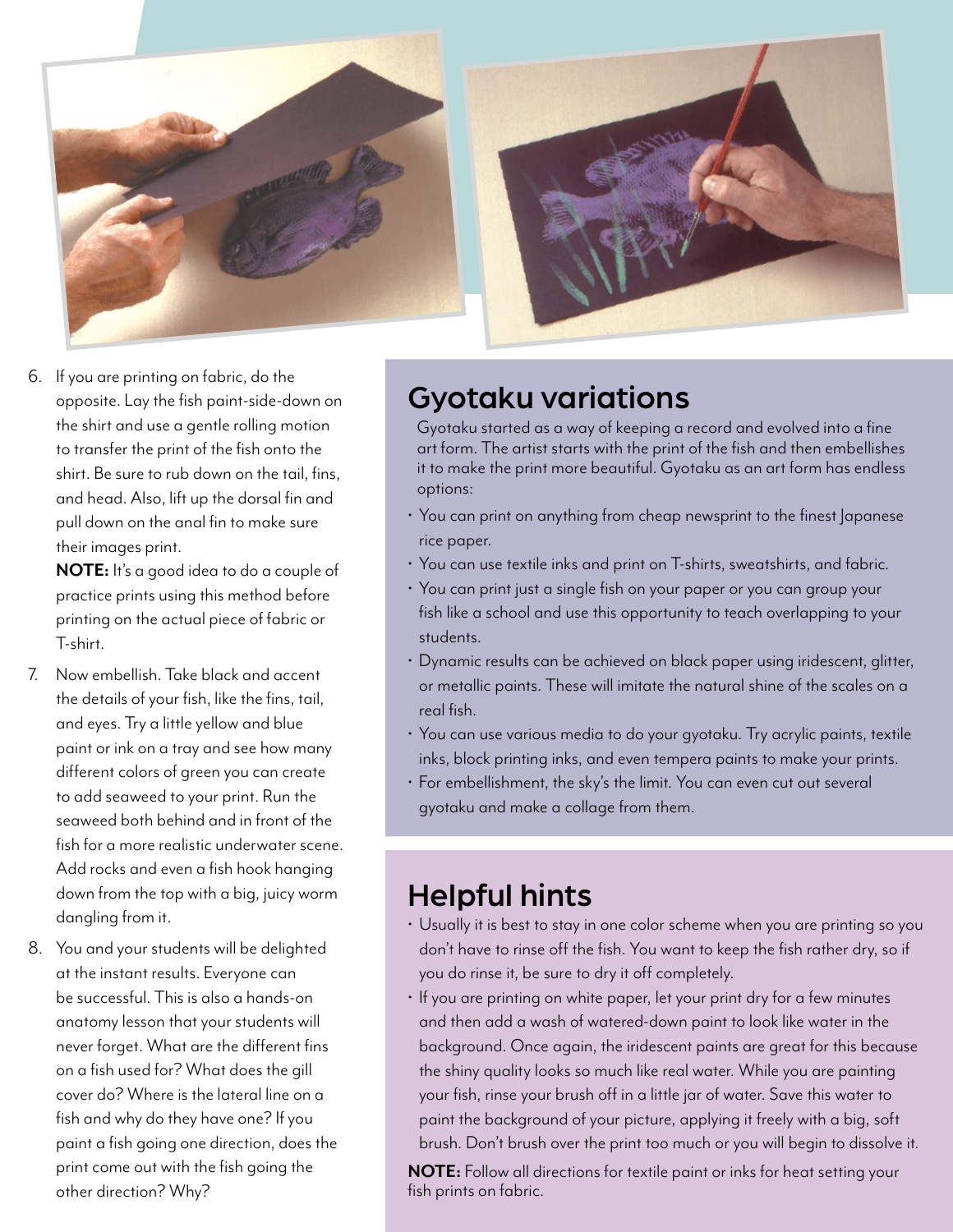6. If you are printing on fabric, do the opposite. Lay the fish paint-side-down on the shirt and use a gentle rolling motion to transfer the print of the fish onto the shirt. Be sure to rub down on the tail, fins, and head. Also, lift up the dorsal fin and pull down on the anal fin to make sure their images print.

   **NOTE:** It's a good idea to do a couple of practice prints using this method before printing on the actual piece of fabric or T-shirt.

7. Now embellish. Take black and accent the details of your fish, like the fins, tail, and eyes. Try a little yellow and blue paint or ink on a tray and see how many different colors of green you can create to add seaweed to your print. Run the seaweed both behind and in front of the fish for a more realistic underwater scene. Add rocks and even a fish hook hanging down from the top with a big, juicy worm dangling from it.

8. You and your students will be delighted at the instant results. Everyone can be successful. This is also a hands-on anatomy lesson that your students will never forget. What are the different fins on a fish used for? What does the gill cover do? Where is the lateral line on a fish and why do they have one? If you paint a fish going one direction, does the print come out with the fish going the other direction? Why?

## Gyotaku variations

Gyotaku started as a way of keeping a record and evolved into a fine art form. The artist starts with the print of the fish and then embellishes it to make the print more beautiful. Gyotaku as an art form has endless options:

- You can print on anything from cheap newsprint to the finest Japanese rice paper.
- You can use textile inks and print on T-shirts, sweatshirts, and fabric.
- You can print just a single fish on your paper or you can group your fish like a school and use this opportunity to teach overlapping to your students.
- Dynamic results can be achieved on black paper using iridescent, glitter, or metallic paints. These will imitate the natural shine of the scales on a real fish.
- You can use various media to do your gyotaku. Try acrylic paints, textile inks, block printing inks, and even tempera paints to make your prints.
- For embellishment, the sky's the limit. You can even cut out several gyotaku and make a collage from them.

## Helpful hints

- Usually it is best to stay in one color scheme when you are printing so you don't have to rinse off the fish. You want to keep the fish rather dry, so if you do rinse it, be sure to dry it off completely.
- If you are printing on white paper, let your print dry for a few minutes and then add a wash of watered-down paint to look like water in the background. Once again, the iridescent paints are great for this because the shiny quality looks so much like real water. While you are painting your fish, rinse your brush off in a little jar of water. Save this water to paint the background of your picture, applying it freely with a big, soft brush. Don't brush over the print too much or you will begin to dissolve it.

**NOTE:** Follow all directions for textile paint or inks for heat setting your fish prints on fabric.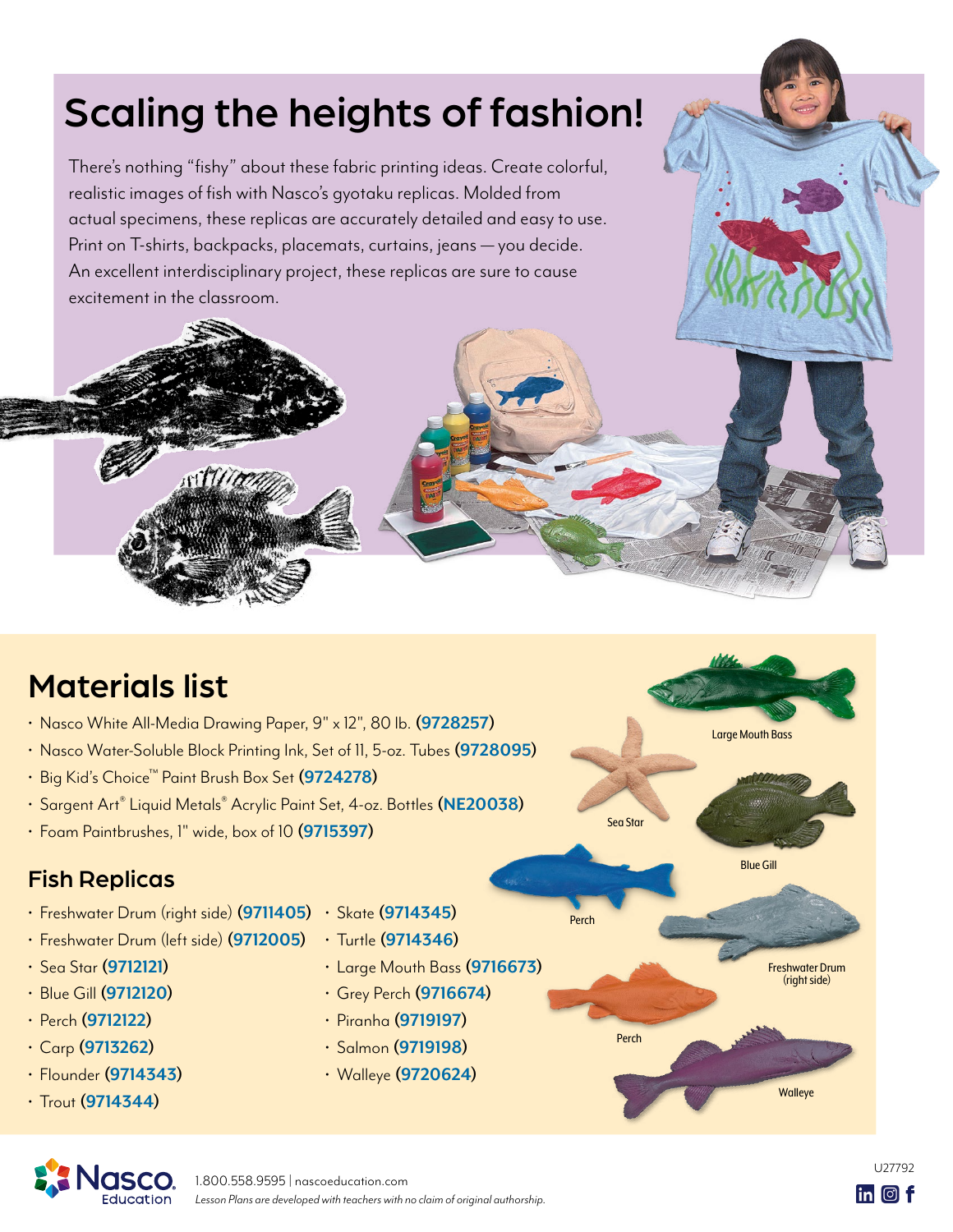# Scaling the heights of fashion!

There's nothing "fishy" about these fabric printing ideas. Create colorful, realistic images of fish with Nasco's gyotaku replicas. Molded from actual specimens, these replicas are accurately detailed and easy to use. Print on T-shirts, backpacks, placemats, curtains, jeans — you decide. An excellent interdisciplinary project, these replicas are sure to cause excitement in the classroom.

## Materials list

- Nasco White All-Media Drawing Paper, 9" x 12", 80 lb. (**9728257**)
- Nasco Water-Soluble Block Printing Ink, Set of 11, 5-oz. Tubes (**9728095**)
- Big Kid's Choice™ Paint Brush Box Set (**9724278**)
- Sargent Art® Liquid Metals® Acrylic Paint Set, 4-oz. Bottles (**NE20038**)
- Foam Paintbrushes, 1" wide, box of 10 (**9715397**)

### Fish Replicas

- Freshwater Drum (right side) (**9711405**)
- Freshwater Drum (left side) (**9712005**)
- Sea Star (**9712121**)
- Blue Gill (**9712120**)
- Perch (**9712122**)
- Carp (**9713262**)
- Flounder (**9714343**)
- Trout (**9714344**)
- Skate (**9714345**)
- Turtle (**9714346**)
- Large Mouth Bass (**9716673**)
- Grey Perch (**9716674**)
- Piranha (**9719197**)
- Salmon (**9719198**)
- Walleye (**9720624**)

Large Mouth Bass

Sea Star

Blue Gill

Perch

Freshwater Drum (right side)

Perch

Walleye

1.800.558.9595 | nascoeducation.com

*Lesson Plans are developed with teachers with no claim of original authorship.*

U27792